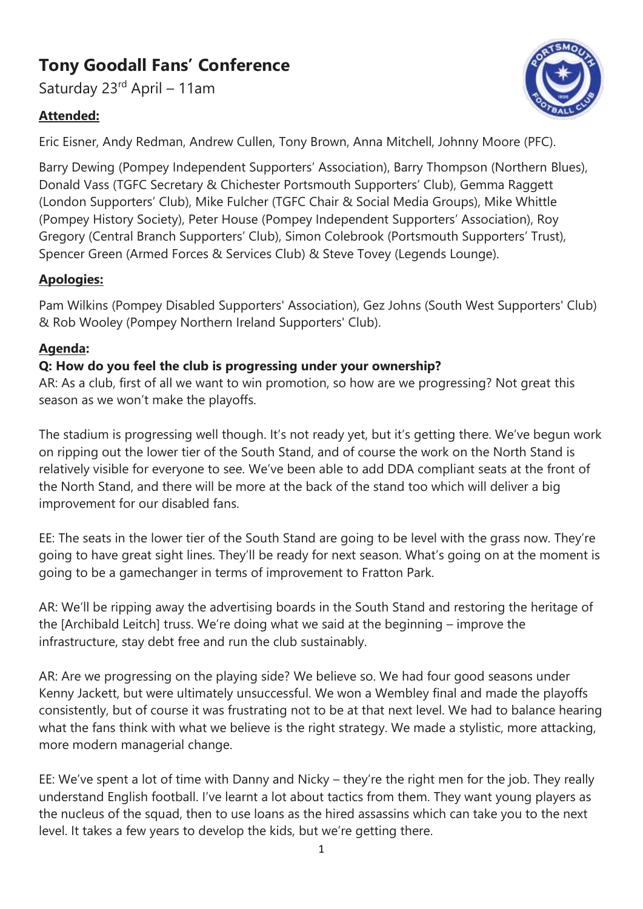# Tony Goodall Fans' Conference

Saturday 23rd April – 11am

## Attended:

Eric Eisner, Andy Redman, Andrew Cullen, Tony Brown, Anna Mitchell, Johnny Moore (PFC).

Barry Dewing (Pompey Independent Supporters' Association), Barry Thompson (Northern Blues), Donald Vass (TGFC Secretary & Chichester Portsmouth Supporters' Club), Gemma Raggett (London Supporters' Club), Mike Fulcher (TGFC Chair & Social Media Groups), Mike Whittle (Pompey History Society), Peter House (Pompey Independent Supporters' Association), Roy Gregory (Central Branch Supporters' Club), Simon Colebrook (Portsmouth Supporters' Trust), Spencer Green (Armed Forces & Services Club) & Steve Tovey (Legends Lounge).

## Apologies:

Pam Wilkins (Pompey Disabled Supporters' Association), Gez Johns (South West Supporters' Club) & Rob Wooley (Pompey Northern Ireland Supporters' Club).

## Agenda:

**Q: How do you feel the club is progressing under your ownership?**

AR: As a club, first of all we want to win promotion, so how are we progressing? Not great this season as we won't make the playoffs.

The stadium is progressing well though. It's not ready yet, but it's getting there. We've begun work on ripping out the lower tier of the South Stand, and of course the work on the North Stand is relatively visible for everyone to see. We've been able to add DDA compliant seats at the front of the North Stand, and there will be more at the back of the stand too which will deliver a big improvement for our disabled fans.

EE: The seats in the lower tier of the South Stand are going to be level with the grass now. They're going to have great sight lines. They'll be ready for next season. What's going on at the moment is going to be a gamechanger in terms of improvement to Fratton Park.

AR: We'll be ripping away the advertising boards in the South Stand and restoring the heritage of the [Archibald Leitch] truss. We're doing what we said at the beginning – improve the infrastructure, stay debt free and run the club sustainably.

AR: Are we progressing on the playing side? We believe so. We had four good seasons under Kenny Jackett, but were ultimately unsuccessful. We won a Wembley final and made the playoffs consistently, but of course it was frustrating not to be at that next level. We had to balance hearing what the fans think with what we believe is the right strategy. We made a stylistic, more attacking, more modern managerial change.

EE: We've spent a lot of time with Danny and Nicky – they're the right men for the job. They really understand English football. I've learnt a lot about tactics from them. They want young players as the nucleus of the squad, then to use loans as the hired assassins which can take you to the next level. It takes a few years to develop the kids, but we're getting there.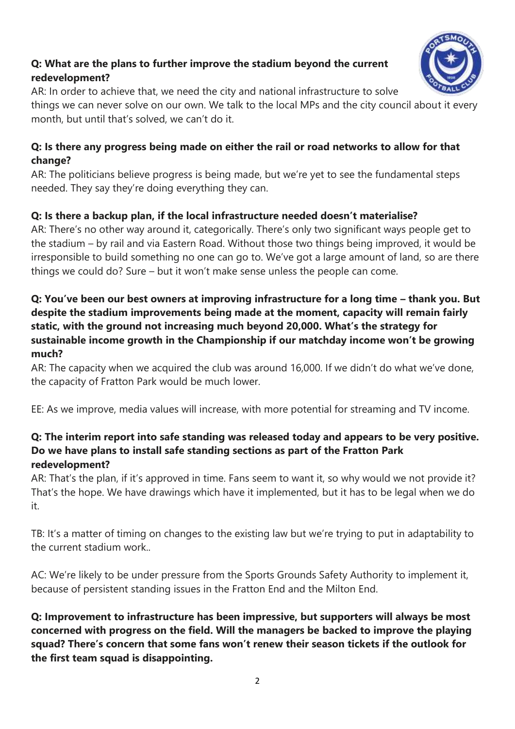**Q: What are the plans to further improve the stadium beyond the current redevelopment?**

AR: In order to achieve that, we need the city and national infrastructure to solve things we can never solve on our own. We talk to the local MPs and the city council about it every month, but until that's solved, we can't do it.

**Q: Is there any progress being made on either the rail or road networks to allow for that change?**

AR: The politicians believe progress is being made, but we're yet to see the fundamental steps needed. They say they're doing everything they can.

**Q: Is there a backup plan, if the local infrastructure needed doesn't materialise?**

AR: There's no other way around it, categorically. There's only two significant ways people get to the stadium – by rail and via Eastern Road. Without those two things being improved, it would be irresponsible to build something no one can go to. We've got a large amount of land, so are there things we could do? Sure – but it won't make sense unless the people can come.

**Q: You've been our best owners at improving infrastructure for a long time – thank you. But despite the stadium improvements being made at the moment, capacity will remain fairly static, with the ground not increasing much beyond 20,000. What's the strategy for sustainable income growth in the Championship if our matchday income won't be growing much?**

AR: The capacity when we acquired the club was around 16,000. If we didn't do what we've done, the capacity of Fratton Park would be much lower.

EE: As we improve, media values will increase, with more potential for streaming and TV income.

**Q: The interim report into safe standing was released today and appears to be very positive. Do we have plans to install safe standing sections as part of the Fratton Park redevelopment?**

AR: That's the plan, if it's approved in time. Fans seem to want it, so why would we not provide it? That's the hope. We have drawings which have it implemented, but it has to be legal when we do it.

TB: It's a matter of timing on changes to the existing law but we're trying to put in adaptability to the current stadium work..

AC: We're likely to be under pressure from the Sports Grounds Safety Authority to implement it, because of persistent standing issues in the Fratton End and the Milton End.

**Q: Improvement to infrastructure has been impressive, but supporters will always be most concerned with progress on the field. Will the managers be backed to improve the playing squad? There's concern that some fans won't renew their season tickets if the outlook for the first team squad is disappointing.**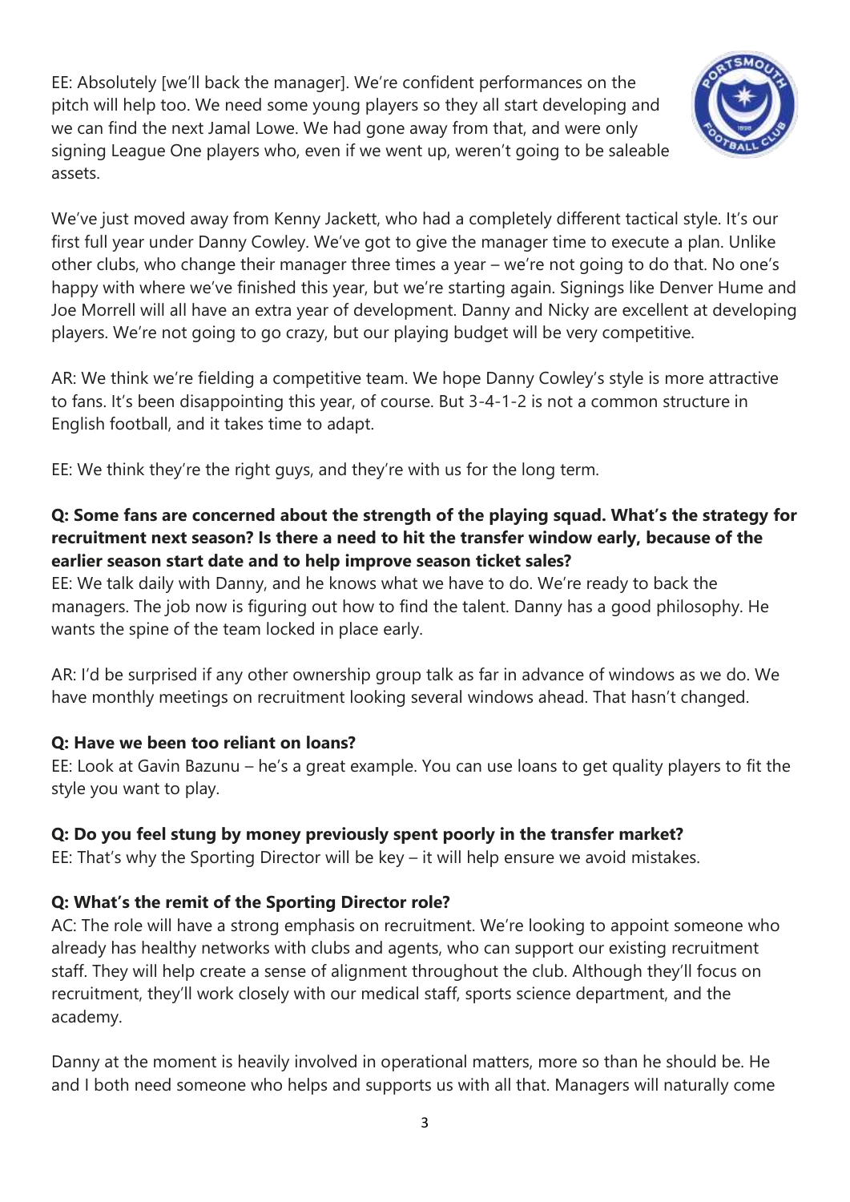EE: Absolutely [we'll back the manager]. We're confident performances on the pitch will help too. We need some young players so they all start developing and we can find the next Jamal Lowe. We had gone away from that, and were only signing League One players who, even if we went up, weren't going to be saleable assets.

We've just moved away from Kenny Jackett, who had a completely different tactical style. It's our first full year under Danny Cowley. We've got to give the manager time to execute a plan. Unlike other clubs, who change their manager three times a year – we're not going to do that. No one's happy with where we've finished this year, but we're starting again. Signings like Denver Hume and Joe Morrell will all have an extra year of development. Danny and Nicky are excellent at developing players. We're not going to go crazy, but our playing budget will be very competitive.

AR: We think we're fielding a competitive team. We hope Danny Cowley's style is more attractive to fans. It's been disappointing this year, of course. But 3-4-1-2 is not a common structure in English football, and it takes time to adapt.

EE: We think they're the right guys, and they're with us for the long term.

**Q: Some fans are concerned about the strength of the playing squad. What's the strategy for recruitment next season? Is there a need to hit the transfer window early, because of the earlier season start date and to help improve season ticket sales?**

EE: We talk daily with Danny, and he knows what we have to do. We're ready to back the managers. The job now is figuring out how to find the talent. Danny has a good philosophy. He wants the spine of the team locked in place early.

AR: I'd be surprised if any other ownership group talk as far in advance of windows as we do. We have monthly meetings on recruitment looking several windows ahead. That hasn't changed.

**Q: Have we been too reliant on loans?**

EE: Look at Gavin Bazunu – he's a great example. You can use loans to get quality players to fit the style you want to play.

**Q: Do you feel stung by money previously spent poorly in the transfer market?**

EE: That's why the Sporting Director will be key – it will help ensure we avoid mistakes.

**Q: What's the remit of the Sporting Director role?**

AC: The role will have a strong emphasis on recruitment. We're looking to appoint someone who already has healthy networks with clubs and agents, who can support our existing recruitment staff. They will help create a sense of alignment throughout the club. Although they'll focus on recruitment, they'll work closely with our medical staff, sports science department, and the academy.

Danny at the moment is heavily involved in operational matters, more so than he should be. He and I both need someone who helps and supports us with all that. Managers will naturally come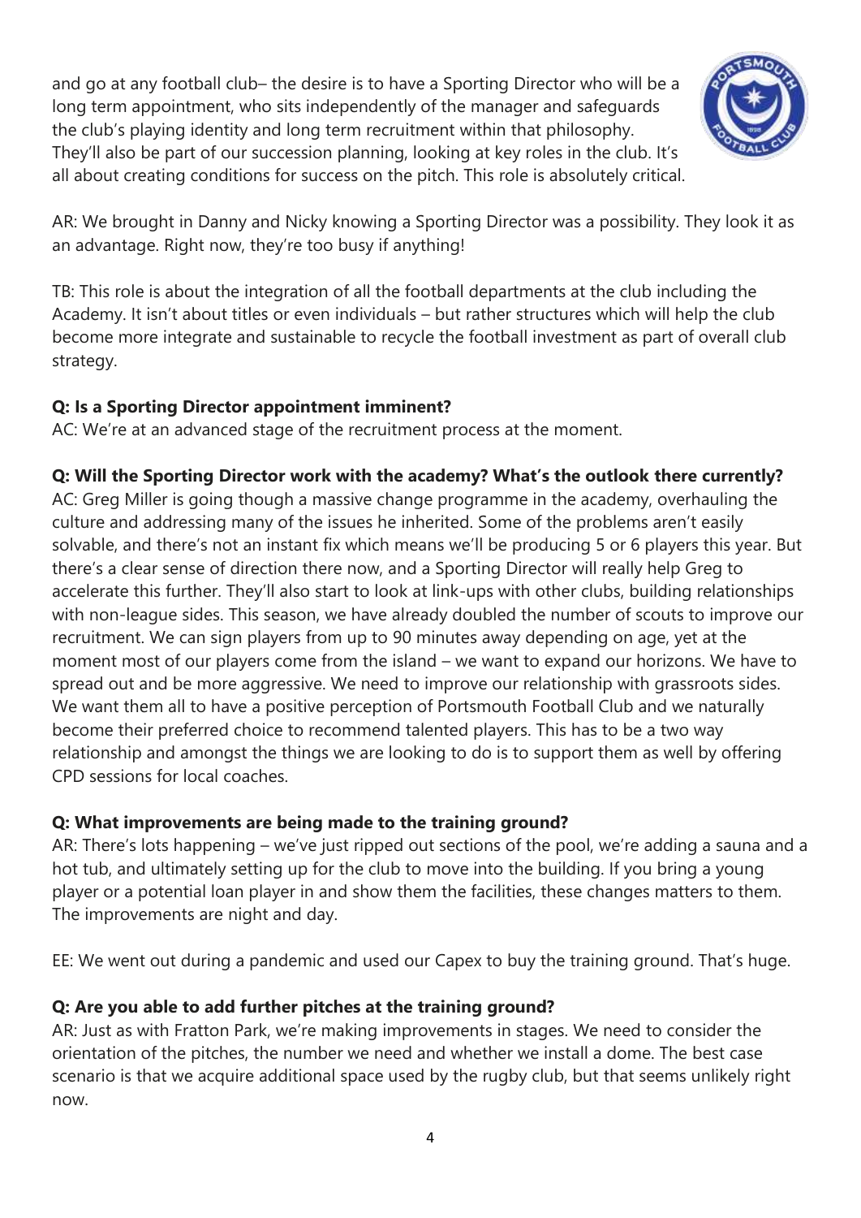and go at any football club– the desire is to have a Sporting Director who will be a long term appointment, who sits independently of the manager and safeguards the club's playing identity and long term recruitment within that philosophy. They'll also be part of our succession planning, looking at key roles in the club. It's all about creating conditions for success on the pitch. This role is absolutely critical.

AR: We brought in Danny and Nicky knowing a Sporting Director was a possibility. They look it as an advantage. Right now, they're too busy if anything!

TB: This role is about the integration of all the football departments at the club including the Academy. It isn't about titles or even individuals – but rather structures which will help the club become more integrate and sustainable to recycle the football investment as part of overall club strategy.

**Q: Is a Sporting Director appointment imminent?**

AC: We're at an advanced stage of the recruitment process at the moment.

**Q: Will the Sporting Director work with the academy? What's the outlook there currently?**

AC: Greg Miller is going though a massive change programme in the academy, overhauling the culture and addressing many of the issues he inherited. Some of the problems aren't easily solvable, and there's not an instant fix which means we'll be producing 5 or 6 players this year. But there's a clear sense of direction there now, and a Sporting Director will really help Greg to accelerate this further. They'll also start to look at link-ups with other clubs, building relationships with non-league sides. This season, we have already doubled the number of scouts to improve our recruitment. We can sign players from up to 90 minutes away depending on age, yet at the moment most of our players come from the island – we want to expand our horizons. We have to spread out and be more aggressive. We need to improve our relationship with grassroots sides. We want them all to have a positive perception of Portsmouth Football Club and we naturally become their preferred choice to recommend talented players. This has to be a two way relationship and amongst the things we are looking to do is to support them as well by offering CPD sessions for local coaches.

**Q: What improvements are being made to the training ground?**

AR: There's lots happening – we've just ripped out sections of the pool, we're adding a sauna and a hot tub, and ultimately setting up for the club to move into the building. If you bring a young player or a potential loan player in and show them the facilities, these changes matters to them. The improvements are night and day.

EE: We went out during a pandemic and used our Capex to buy the training ground. That's huge.

**Q: Are you able to add further pitches at the training ground?**

AR: Just as with Fratton Park, we're making improvements in stages. We need to consider the orientation of the pitches, the number we need and whether we install a dome. The best case scenario is that we acquire additional space used by the rugby club, but that seems unlikely right now.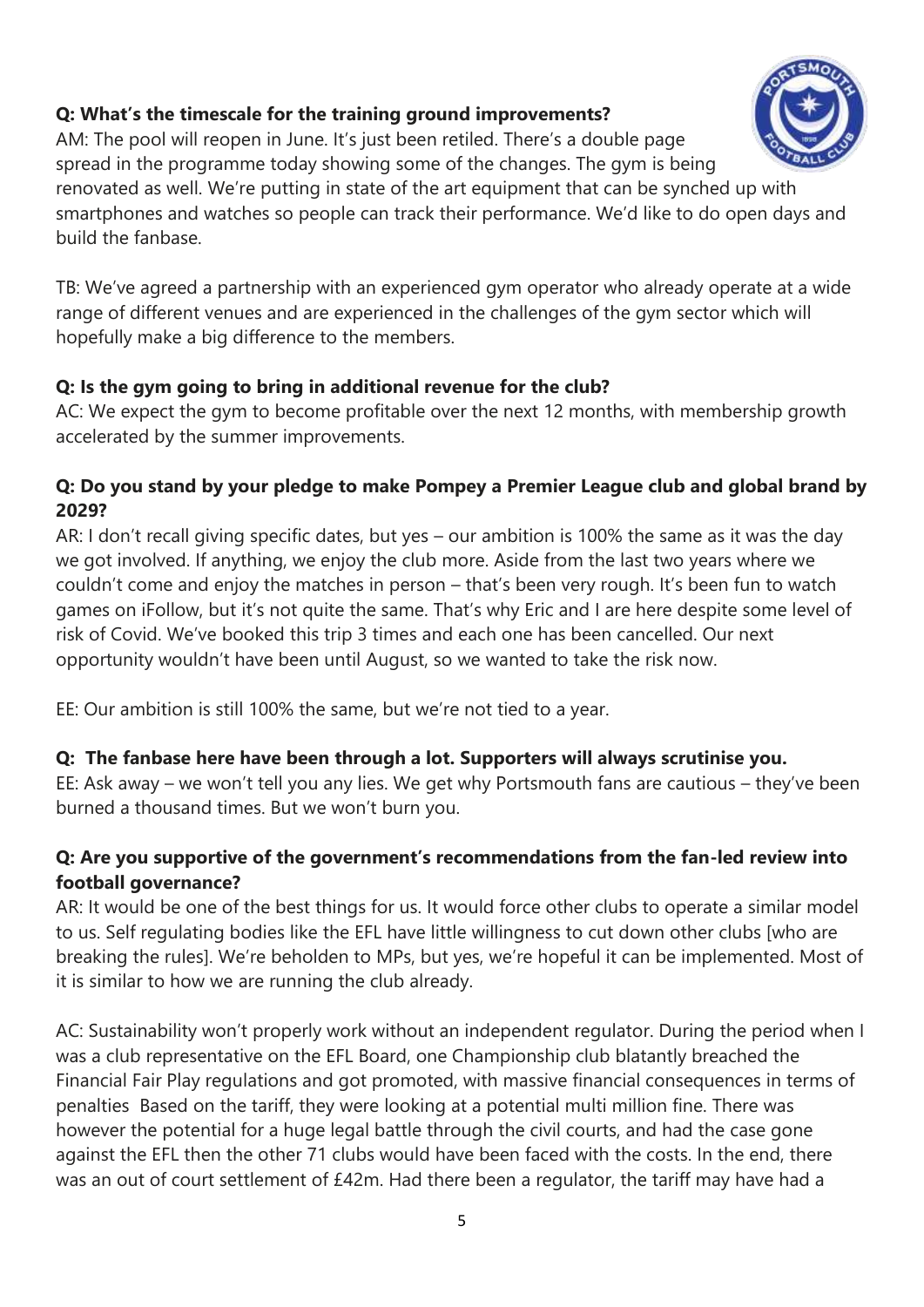**Q: What's the timescale for the training ground improvements?**
AM: The pool will reopen in June. It's just been retiled. There's a double page spread in the programme today showing some of the changes. The gym is being renovated as well. We're putting in state of the art equipment that can be synched up with smartphones and watches so people can track their performance. We'd like to do open days and build the fanbase.

TB: We've agreed a partnership with an experienced gym operator who already operate at a wide range of different venues and are experienced in the challenges of the gym sector which will hopefully make a big difference to the members.

**Q: Is the gym going to bring in additional revenue for the club?**
AC: We expect the gym to become profitable over the next 12 months, with membership growth accelerated by the summer improvements.

**Q: Do you stand by your pledge to make Pompey a Premier League club and global brand by 2029?**
AR: I don't recall giving specific dates, but yes – our ambition is 100% the same as it was the day we got involved. If anything, we enjoy the club more. Aside from the last two years where we couldn't come and enjoy the matches in person – that's been very rough. It's been fun to watch games on iFollow, but it's not quite the same. That's why Eric and I are here despite some level of risk of Covid. We've booked this trip 3 times and each one has been cancelled. Our next opportunity wouldn't have been until August, so we wanted to take the risk now.

EE: Our ambition is still 100% the same, but we're not tied to a year.

**Q: The fanbase here have been through a lot. Supporters will always scrutinise you.**
EE: Ask away – we won't tell you any lies. We get why Portsmouth fans are cautious – they've been burned a thousand times. But we won't burn you.

**Q: Are you supportive of the government's recommendations from the fan-led review into football governance?**
AR: It would be one of the best things for us. It would force other clubs to operate a similar model to us. Self regulating bodies like the EFL have little willingness to cut down other clubs [who are breaking the rules]. We're beholden to MPs, but yes, we're hopeful it can be implemented. Most of it is similar to how we are running the club already.

AC: Sustainability won't properly work without an independent regulator. During the period when I was a club representative on the EFL Board, one Championship club blatantly breached the Financial Fair Play regulations and got promoted, with massive financial consequences in terms of penalties Based on the tariff, they were looking at a potential multi million fine. There was however the potential for a huge legal battle through the civil courts, and had the case gone against the EFL then the other 71 clubs would have been faced with the costs. In the end, there was an out of court settlement of £42m. Had there been a regulator, the tariff may have had a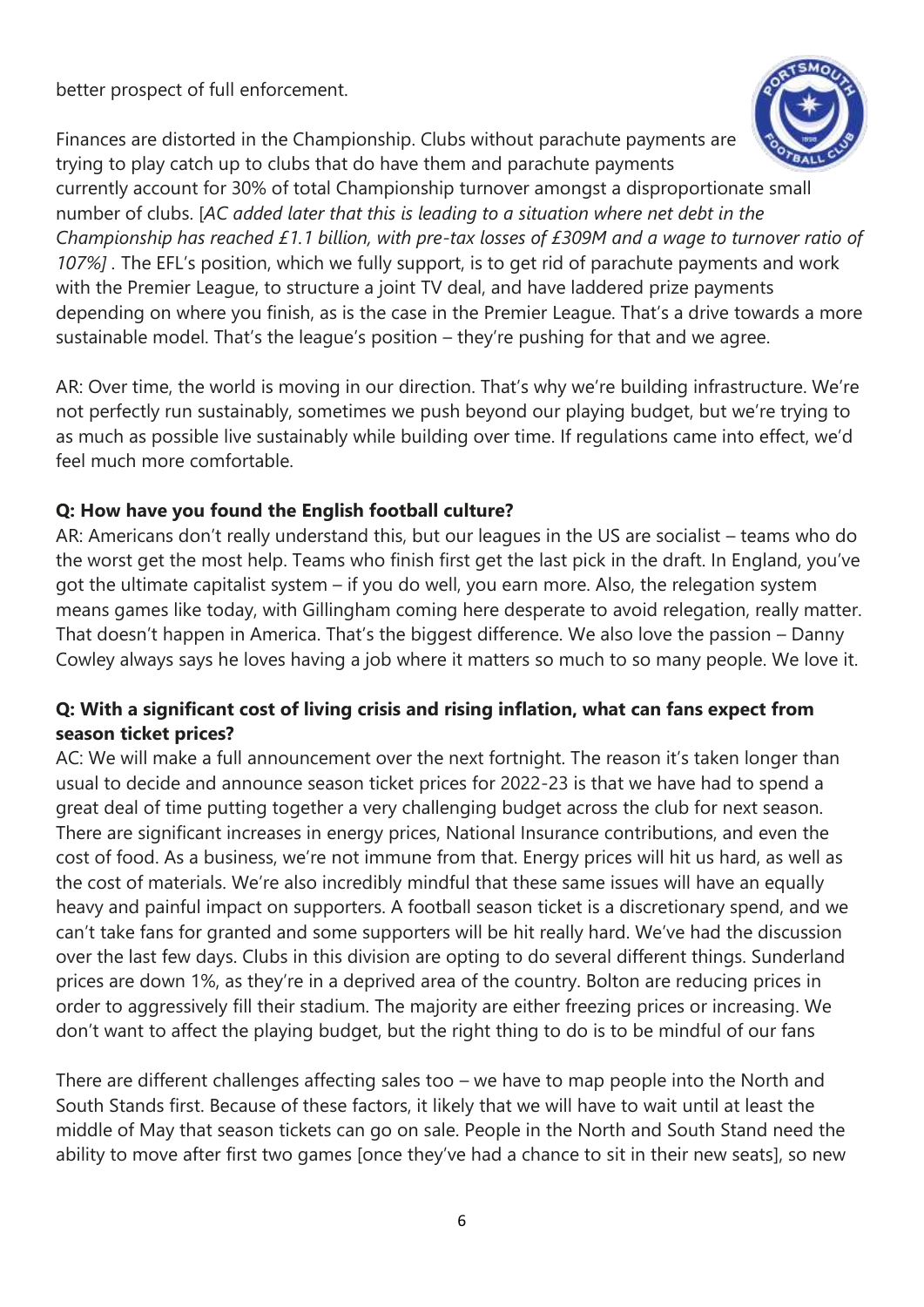better prospect of full enforcement.

Finances are distorted in the Championship. Clubs without parachute payments are trying to play catch up to clubs that do have them and parachute payments currently account for 30% of total Championship turnover amongst a disproportionate small number of clubs. [*AC added later that this is leading to a situation where net debt in the Championship has reached £1.1 billion, with pre-tax losses of £309M and a wage to turnover ratio of 107%]* . The EFL's position, which we fully support, is to get rid of parachute payments and work with the Premier League, to structure a joint TV deal, and have laddered prize payments depending on where you finish, as is the case in the Premier League. That's a drive towards a more sustainable model. That's the league's position – they're pushing for that and we agree.

AR: Over time, the world is moving in our direction. That's why we're building infrastructure. We're not perfectly run sustainably, sometimes we push beyond our playing budget, but we're trying to as much as possible live sustainably while building over time. If regulations came into effect, we'd feel much more comfortable.

**Q: How have you found the English football culture?**

AR: Americans don't really understand this, but our leagues in the US are socialist – teams who do the worst get the most help. Teams who finish first get the last pick in the draft. In England, you've got the ultimate capitalist system – if you do well, you earn more. Also, the relegation system means games like today, with Gillingham coming here desperate to avoid relegation, really matter. That doesn't happen in America. That's the biggest difference. We also love the passion – Danny Cowley always says he loves having a job where it matters so much to so many people. We love it.

**Q: With a significant cost of living crisis and rising inflation, what can fans expect from season ticket prices?**

AC: We will make a full announcement over the next fortnight. The reason it's taken longer than usual to decide and announce season ticket prices for 2022-23 is that we have had to spend a great deal of time putting together a very challenging budget across the club for next season. There are significant increases in energy prices, National Insurance contributions, and even the cost of food. As a business, we're not immune from that. Energy prices will hit us hard, as well as the cost of materials. We're also incredibly mindful that these same issues will have an equally heavy and painful impact on supporters. A football season ticket is a discretionary spend, and we can't take fans for granted and some supporters will be hit really hard. We've had the discussion over the last few days. Clubs in this division are opting to do several different things. Sunderland prices are down 1%, as they're in a deprived area of the country. Bolton are reducing prices in order to aggressively fill their stadium. The majority are either freezing prices or increasing. We don't want to affect the playing budget, but the right thing to do is to be mindful of our fans

There are different challenges affecting sales too – we have to map people into the North and South Stands first. Because of these factors, it likely that we will have to wait until at least the middle of May that season tickets can go on sale. People in the North and South Stand need the ability to move after first two games [once they've had a chance to sit in their new seats], so new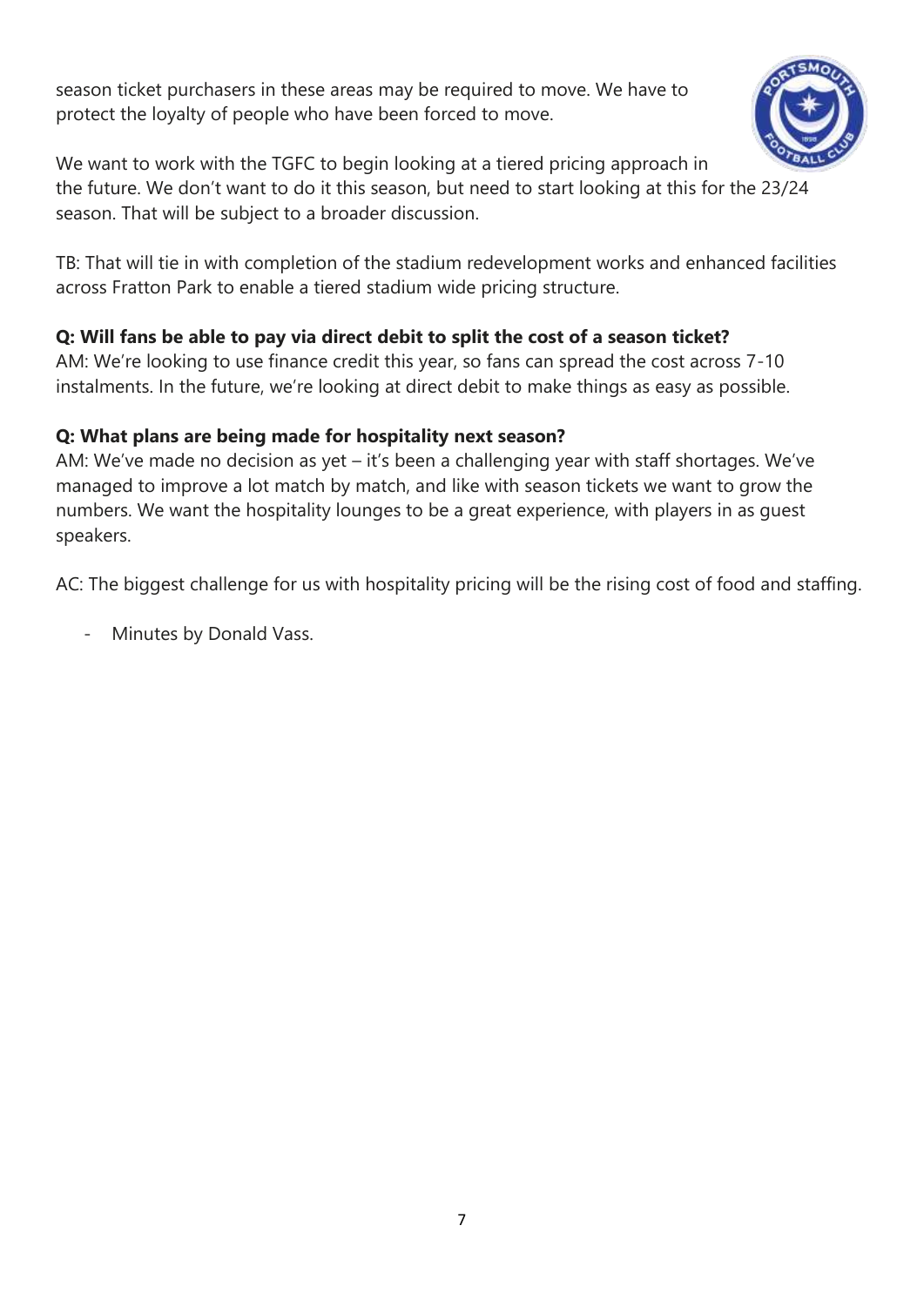season ticket purchasers in these areas may be required to move. We have to protect the loyalty of people who have been forced to move.

We want to work with the TGFC to begin looking at a tiered pricing approach in the future. We don't want to do it this season, but need to start looking at this for the 23/24 season. That will be subject to a broader discussion.

TB: That will tie in with completion of the stadium redevelopment works and enhanced facilities across Fratton Park to enable a tiered stadium wide pricing structure.

**Q: Will fans be able to pay via direct debit to split the cost of a season ticket?**
AM: We're looking to use finance credit this year, so fans can spread the cost across 7-10 instalments. In the future, we're looking at direct debit to make things as easy as possible.

**Q: What plans are being made for hospitality next season?**
AM: We've made no decision as yet – it's been a challenging year with staff shortages. We've managed to improve a lot match by match, and like with season tickets we want to grow the numbers. We want the hospitality lounges to be a great experience, with players in as guest speakers.

AC: The biggest challenge for us with hospitality pricing will be the rising cost of food and staffing.

- Minutes by Donald Vass.